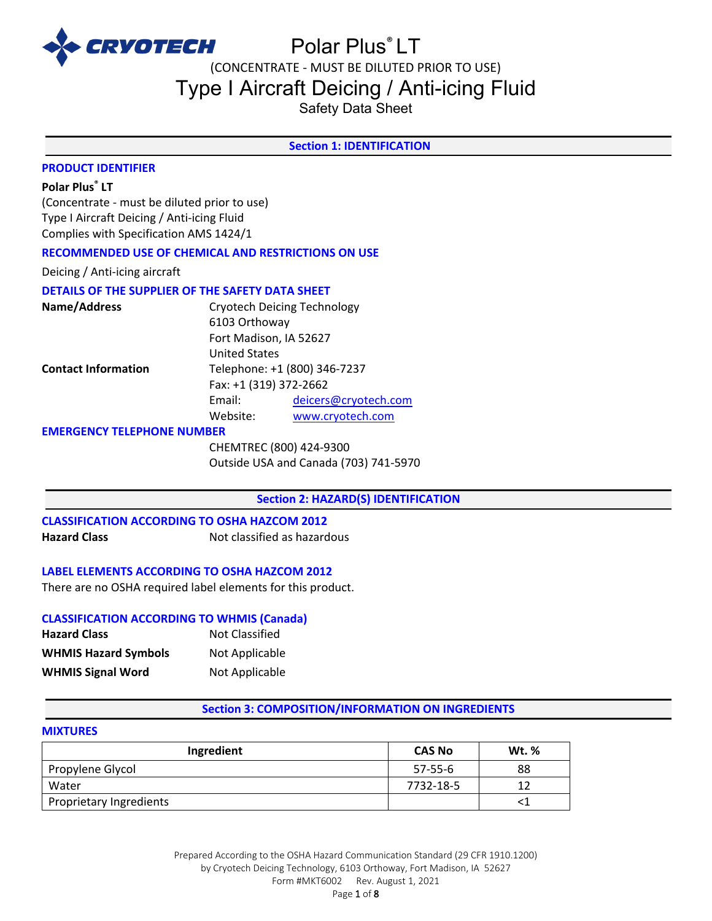CRYOTECH

# Polar Plus® LT

(CONCENTRATE - MUST BE DILUTED PRIOR TO USE)

# Type I Aircraft Deicing / Anti-icing Fluid

Safety Data Sheet

## Section 1: IDENTIFICATION

### PRODUCT IDENTIFIER

**Polar Plus® LT**
(Concentrate - must be diluted prior to use)
Type I Aircraft Deicing / Anti-icing Fluid
Complies with Specification AMS 1424/1

### RECOMMENDED USE OF CHEMICAL AND RESTRICTIONS ON USE

Deicing / Anti-icing aircraft

### DETAILS OF THE SUPPLIER OF THE SAFETY DATA SHEET

| | | |
|---|---|---|
| **Name/Address** | Cryotech Deicing Technology<br>6103 Orthoway<br>Fort Madison, IA 52627<br>United States | |
| **Contact Information** | Telephone: +1 (800) 346-7237<br>Fax: +1 (319) 372-2662 | |
| | Email: | deicers@cryotech.com |
| | Website: | www.cryotech.com |

### EMERGENCY TELEPHONE NUMBER

CHEMTREC (800) 424-9300
Outside USA and Canada (703) 741-5970

## Section 2: HAZARD(S) IDENTIFICATION

### CLASSIFICATION ACCORDING TO OSHA HAZCOM 2012

**Hazard Class** Not classified as hazardous

### LABEL ELEMENTS ACCORDING TO OSHA HAZCOM 2012

There are no OSHA required label elements for this product.

### CLASSIFICATION ACCORDING TO WHMIS (Canada)

| | |
|---|---|
| **Hazard Class** | Not Classified |
| **WHMIS Hazard Symbols** | Not Applicable |
| **WHMIS Signal Word** | Not Applicable |

## Section 3: COMPOSITION/INFORMATION ON INGREDIENTS

### MIXTURES

| Ingredient | CAS No | Wt. % |
|---|---|---|
| Propylene Glycol | 57-55-6 | 88 |
| Water | 7732-18-5 | 12 |
| Proprietary Ingredients | | <1 |

Prepared According to the OSHA Hazard Communication Standard (29 CFR 1910.1200)
by Cryotech Deicing Technology, 6103 Orthoway, Fort Madison, IA 52627
Form #MKT6002 Rev. August 1, 2021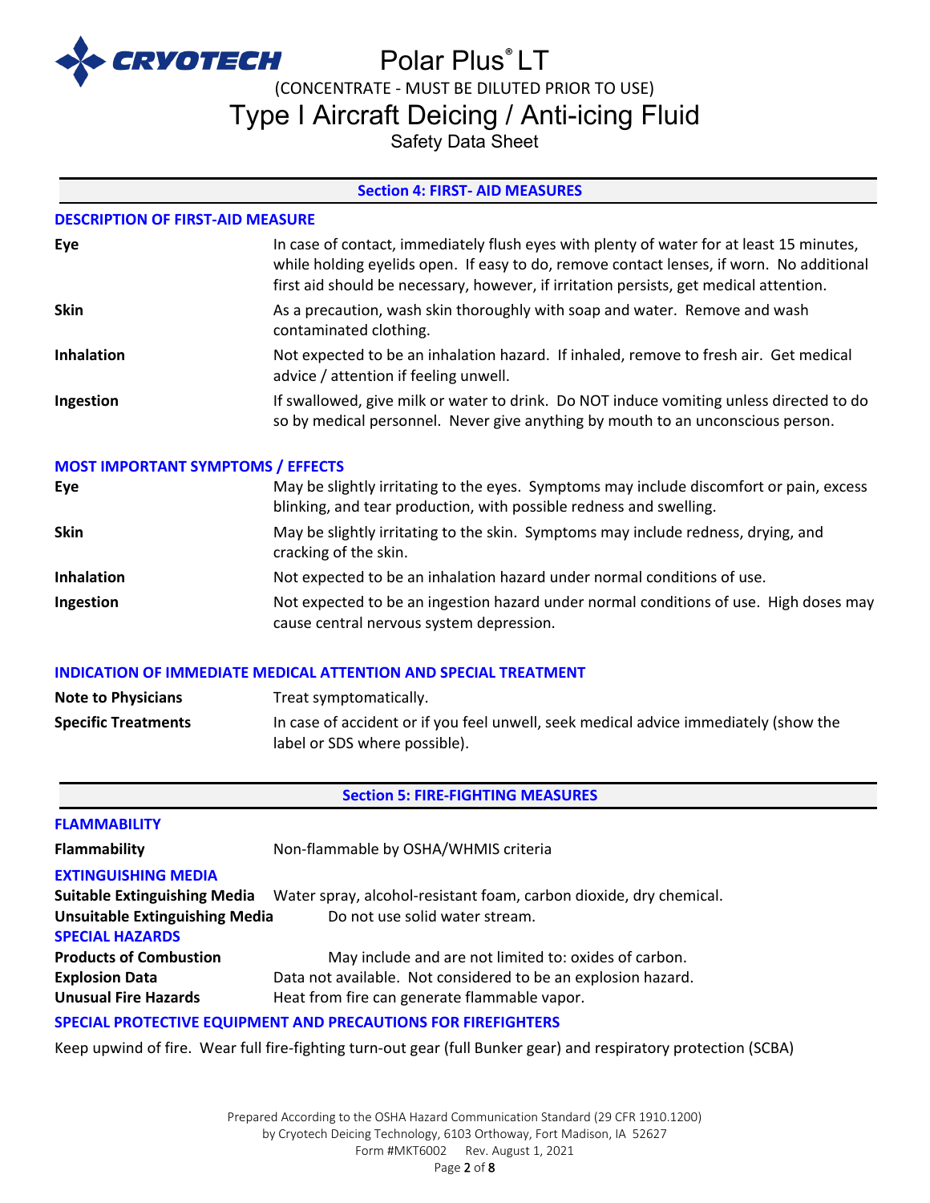# Polar Plus® LT

(CONCENTRATE - MUST BE DILUTED PRIOR TO USE)

## Type I Aircraft Deicing / Anti-icing Fluid

Safety Data Sheet

## Section 4: FIRST- AID MEASURES

### DESCRIPTION OF FIRST-AID MEASURE

**Eye** — In case of contact, immediately flush eyes with plenty of water for at least 15 minutes, while holding eyelids open. If easy to do, remove contact lenses, if worn. No additional first aid should be necessary, however, if irritation persists, get medical attention.

**Skin** — As a precaution, wash skin thoroughly with soap and water. Remove and wash contaminated clothing.

**Inhalation** — Not expected to be an inhalation hazard. If inhaled, remove to fresh air. Get medical advice / attention if feeling unwell.

**Ingestion** — If swallowed, give milk or water to drink. Do NOT induce vomiting unless directed to do so by medical personnel. Never give anything by mouth to an unconscious person.

### MOST IMPORTANT SYMPTOMS / EFFECTS

**Eye** — May be slightly irritating to the eyes. Symptoms may include discomfort or pain, excess blinking, and tear production, with possible redness and swelling.

**Skin** — May be slightly irritating to the skin. Symptoms may include redness, drying, and cracking of the skin.

**Inhalation** — Not expected to be an inhalation hazard under normal conditions of use.

**Ingestion** — Not expected to be an ingestion hazard under normal conditions of use. High doses may cause central nervous system depression.

### INDICATION OF IMMEDIATE MEDICAL ATTENTION AND SPECIAL TREATMENT

**Note to Physicians** — Treat symptomatically.

**Specific Treatments** — In case of accident or if you feel unwell, seek medical advice immediately (show the label or SDS where possible).

## Section 5: FIRE-FIGHTING MEASURES

### FLAMMABILITY

**Flammability** — Non-flammable by OSHA/WHMIS criteria

### EXTINGUISHING MEDIA

**Suitable Extinguishing Media** — Water spray, alcohol-resistant foam, carbon dioxide, dry chemical.

**Unsuitable Extinguishing Media** — Do not use solid water stream.

### SPECIAL HAZARDS

**Products of Combustion** — May include and are not limited to: oxides of carbon.

**Explosion Data** — Data not available. Not considered to be an explosion hazard.

**Unusual Fire Hazards** — Heat from fire can generate flammable vapor.

### SPECIAL PROTECTIVE EQUIPMENT AND PRECAUTIONS FOR FIREFIGHTERS

Keep upwind of fire. Wear full fire-fighting turn-out gear (full Bunker gear) and respiratory protection (SCBA)

Prepared According to the OSHA Hazard Communication Standard (29 CFR 1910.1200)
by Cryotech Deicing Technology, 6103 Orthoway, Fort Madison, IA 52627
Form #MKT6002 Rev. August 1, 2021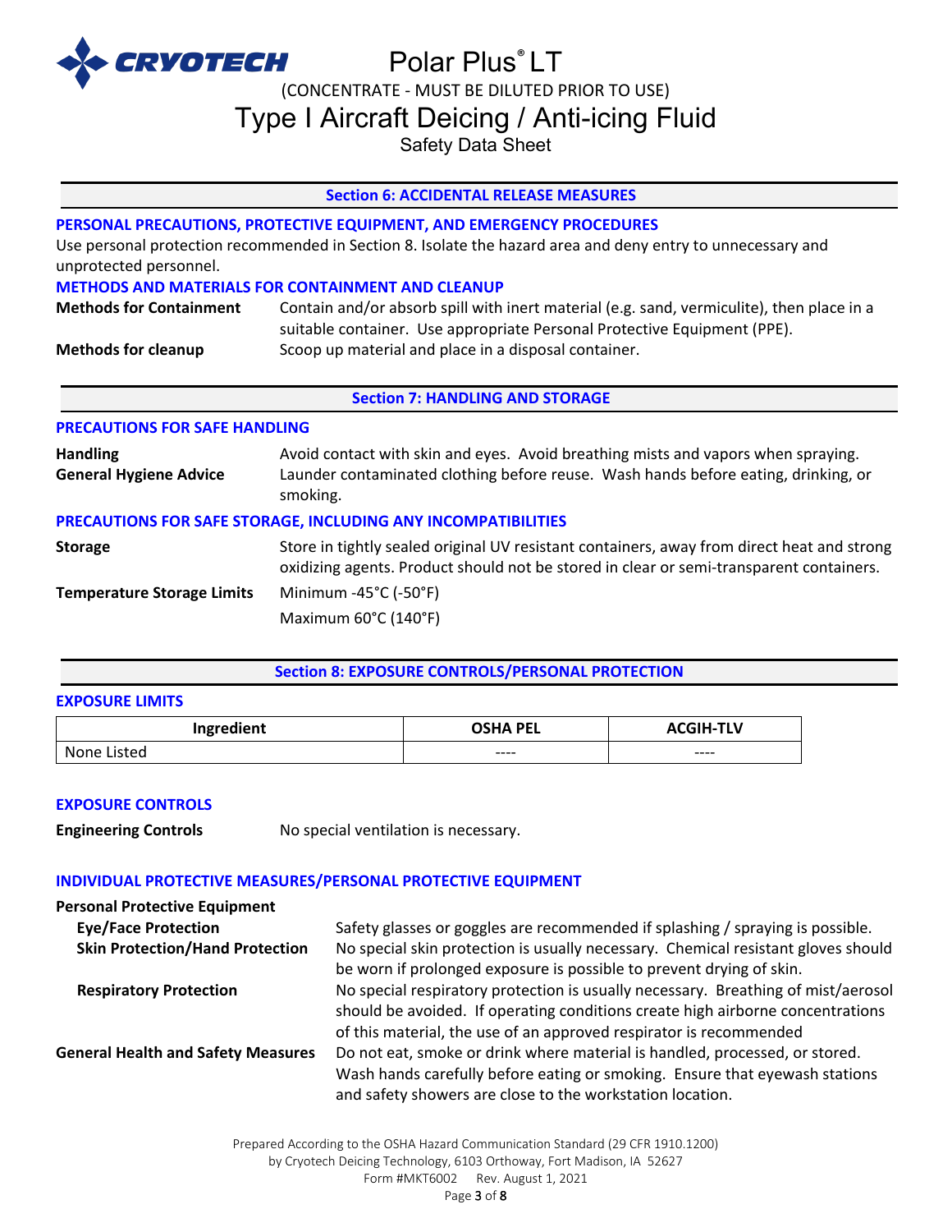## Section 6: ACCIDENTAL RELEASE MEASURES

### PERSONAL PRECAUTIONS, PROTECTIVE EQUIPMENT, AND EMERGENCY PROCEDURES

Use personal protection recommended in Section 8. Isolate the hazard area and deny entry to unnecessary and unprotected personnel.

### METHODS AND MATERIALS FOR CONTAINMENT AND CLEANUP

**Methods for Containment** Contain and/or absorb spill with inert material (e.g. sand, vermiculite), then place in a suitable container. Use appropriate Personal Protective Equipment (PPE).

**Methods for cleanup** Scoop up material and place in a disposal container.

## Section 7: HANDLING AND STORAGE

### PRECAUTIONS FOR SAFE HANDLING

**Handling** Avoid contact with skin and eyes. Avoid breathing mists and vapors when spraying.

**General Hygiene Advice** Launder contaminated clothing before reuse. Wash hands before eating, drinking, or smoking.

### PRECAUTIONS FOR SAFE STORAGE, INCLUDING ANY INCOMPATIBILITIES

**Storage** Store in tightly sealed original UV resistant containers, away from direct heat and strong oxidizing agents. Product should not be stored in clear or semi-transparent containers.

**Temperature Storage Limits** Minimum -45°C (-50°F)
Maximum 60°C (140°F)

## Section 8: EXPOSURE CONTROLS/PERSONAL PROTECTION

### EXPOSURE LIMITS

| Ingredient | OSHA PEL | ACGIH-TLV |
|---|---|---|
| None Listed | ---- | ---- |

### EXPOSURE CONTROLS

**Engineering Controls** No special ventilation is necessary.

### INDIVIDUAL PROTECTIVE MEASURES/PERSONAL PROTECTIVE EQUIPMENT

**Personal Protective Equipment**

**Eye/Face Protection** Safety glasses or goggles are recommended if splashing / spraying is possible.

**Skin Protection/Hand Protection** No special skin protection is usually necessary. Chemical resistant gloves should be worn if prolonged exposure is possible to prevent drying of skin.

**Respiratory Protection** No special respiratory protection is usually necessary. Breathing of mist/aerosol should be avoided. If operating conditions create high airborne concentrations of this material, the use of an approved respirator is recommended

**General Health and Safety Measures** Do not eat, smoke or drink where material is handled, processed, or stored. Wash hands carefully before eating or smoking. Ensure that eyewash stations and safety showers are close to the workstation location.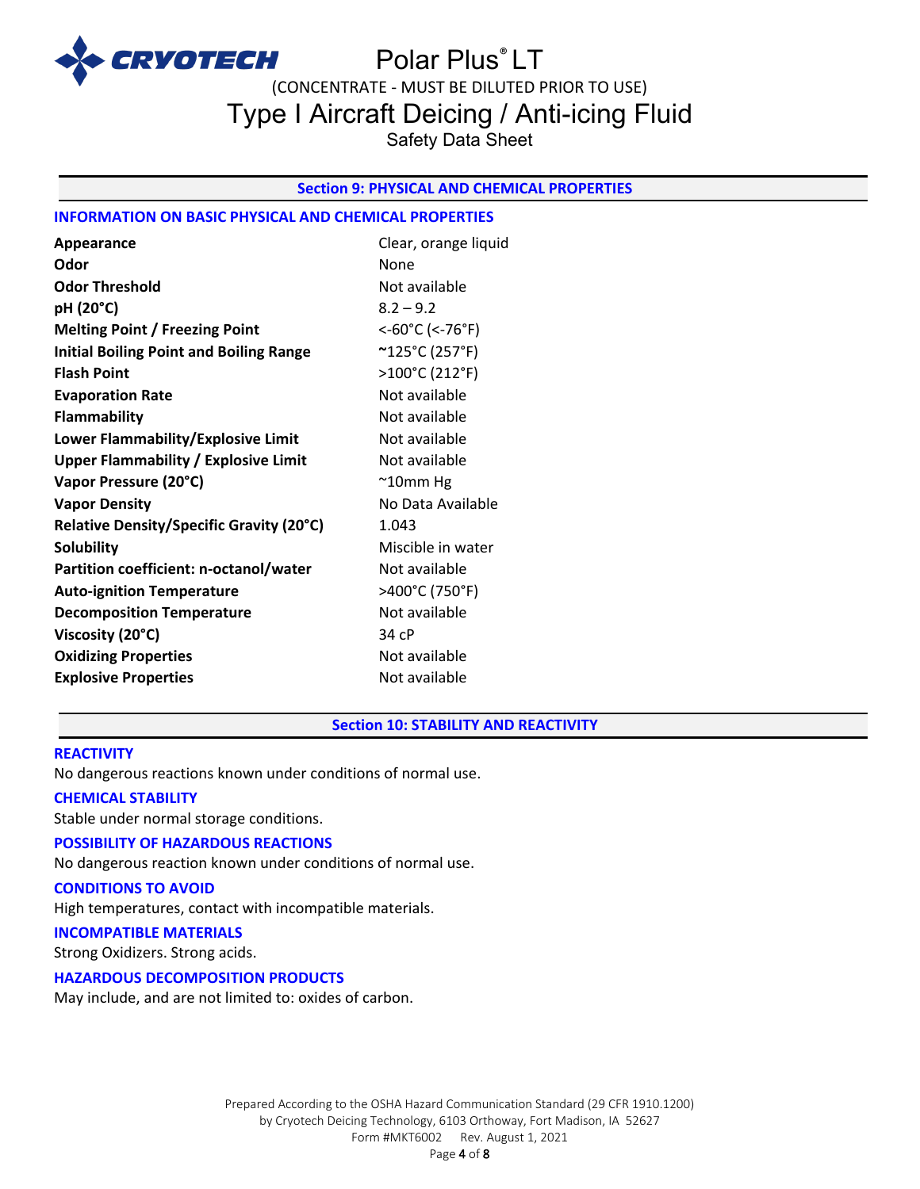## Section 9: PHYSICAL AND CHEMICAL PROPERTIES

### INFORMATION ON BASIC PHYSICAL AND CHEMICAL PROPERTIES

| Property | Value |
| --- | --- |
| **Appearance** | Clear, orange liquid |
| **Odor** | None |
| **Odor Threshold** | Not available |
| **pH (20°C)** | 8.2 – 9.2 |
| **Melting Point / Freezing Point** | <-60°C (<-76°F) |
| **Initial Boiling Point and Boiling Range** | ~125°C (257°F) |
| **Flash Point** | >100°C (212°F) |
| **Evaporation Rate** | Not available |
| **Flammability** | Not available |
| **Lower Flammability/Explosive Limit** | Not available |
| **Upper Flammability / Explosive Limit** | Not available |
| **Vapor Pressure (20°C)** | ~10mm Hg |
| **Vapor Density** | No Data Available |
| **Relative Density/Specific Gravity (20°C)** | 1.043 |
| **Solubility** | Miscible in water |
| **Partition coefficient: n-octanol/water** | Not available |
| **Auto-ignition Temperature** | >400°C (750°F) |
| **Decomposition Temperature** | Not available |
| **Viscosity (20°C)** | 34 cP |
| **Oxidizing Properties** | Not available |
| **Explosive Properties** | Not available |

## Section 10: STABILITY AND REACTIVITY

### REACTIVITY

No dangerous reactions known under conditions of normal use.

### CHEMICAL STABILITY

Stable under normal storage conditions.

### POSSIBILITY OF HAZARDOUS REACTIONS

No dangerous reaction known under conditions of normal use.

### CONDITIONS TO AVOID

High temperatures, contact with incompatible materials.

### INCOMPATIBLE MATERIALS

Strong Oxidizers. Strong acids.

### HAZARDOUS DECOMPOSITION PRODUCTS

May include, and are not limited to: oxides of carbon.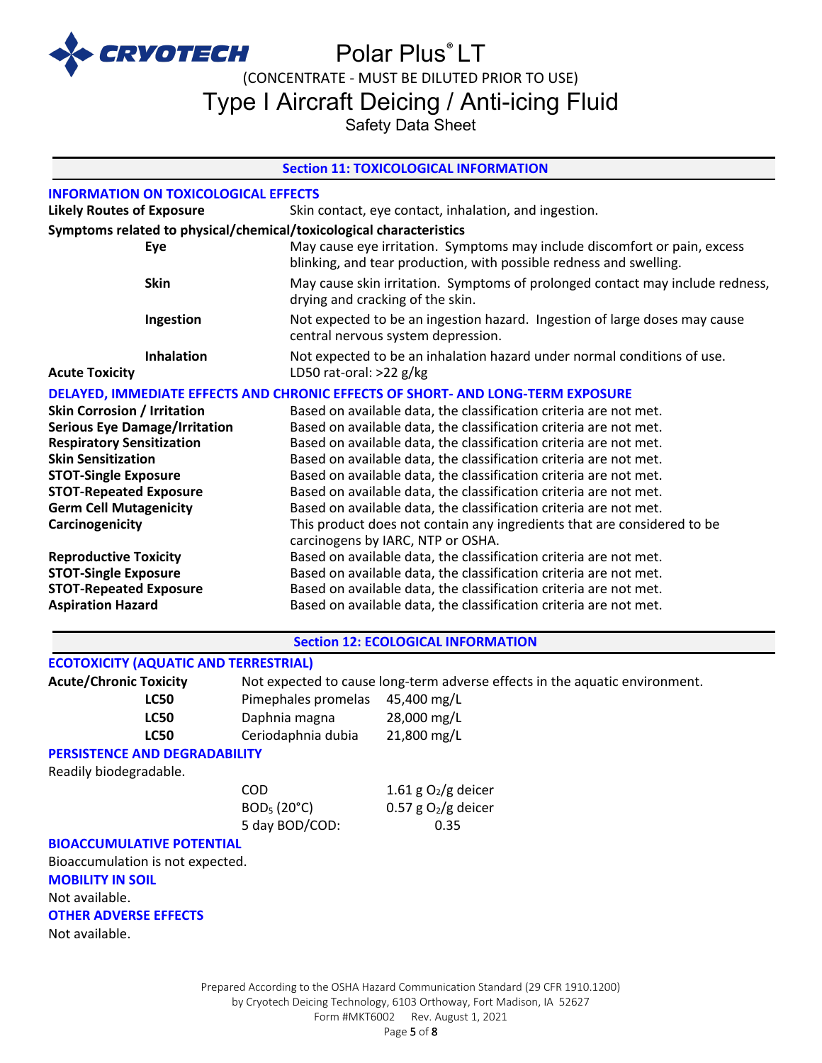## Section 11: TOXICOLOGICAL INFORMATION

### INFORMATION ON TOXICOLOGICAL EFFECTS

**Likely Routes of Exposure** — Skin contact, eye contact, inhalation, and ingestion.

**Symptoms related to physical/chemical/toxicological characteristics**

| | |
|---|---|
| **Eye** | May cause eye irritation. Symptoms may include discomfort or pain, excess blinking, and tear production, with possible redness and swelling. |
| **Skin** | May cause skin irritation. Symptoms of prolonged contact may include redness, drying and cracking of the skin. |
| **Ingestion** | Not expected to be an ingestion hazard. Ingestion of large doses may cause central nervous system depression. |
| **Inhalation** | Not expected to be an inhalation hazard under normal conditions of use. |

**Acute Toxicity** — LD50 rat-oral: >22 g/kg

### DELAYED, IMMEDIATE EFFECTS AND CHRONIC EFFECTS OF SHORT- AND LONG-TERM EXPOSURE

| | |
|---|---|
| **Skin Corrosion / Irritation** | Based on available data, the classification criteria are not met. |
| **Serious Eye Damage/Irritation** | Based on available data, the classification criteria are not met. |
| **Respiratory Sensitization** | Based on available data, the classification criteria are not met. |
| **Skin Sensitization** | Based on available data, the classification criteria are not met. |
| **STOT-Single Exposure** | Based on available data, the classification criteria are not met. |
| **STOT-Repeated Exposure** | Based on available data, the classification criteria are not met. |
| **Germ Cell Mutagenicity** | Based on available data, the classification criteria are not met. |
| **Carcinogenicity** | This product does not contain any ingredients that are considered to be carcinogens by IARC, NTP or OSHA. |
| **Reproductive Toxicity** | Based on available data, the classification criteria are not met. |
| **STOT-Single Exposure** | Based on available data, the classification criteria are not met. |
| **STOT-Repeated Exposure** | Based on available data, the classification criteria are not met. |
| **Aspiration Hazard** | Based on available data, the classification criteria are not met. |

## Section 12: ECOLOGICAL INFORMATION

### ECOTOXICITY (AQUATIC AND TERRESTRIAL)

**Acute/Chronic Toxicity** — Not expected to cause long-term adverse effects in the aquatic environment.

| | | |
|---|---|---|
| **LC50** | Pimephales promelas | 45,400 mg/L |
| **LC50** | Daphnia magna | 28,000 mg/L |
| **LC50** | Ceriodaphnia dubia | 21,800 mg/L |

### PERSISTENCE AND DEGRADABILITY

Readily biodegradable.

| | |
|---|---|
| COD | 1.61 g $O_2$/g deicer |
| $BOD_5$ (20°C) | 0.57 g $O_2$/g deicer |
| 5 day BOD/COD: | 0.35 |

### BIOACCUMULATIVE POTENTIAL

Bioaccumulation is not expected.

### MOBILITY IN SOIL

Not available.

### OTHER ADVERSE EFFECTS

Not available.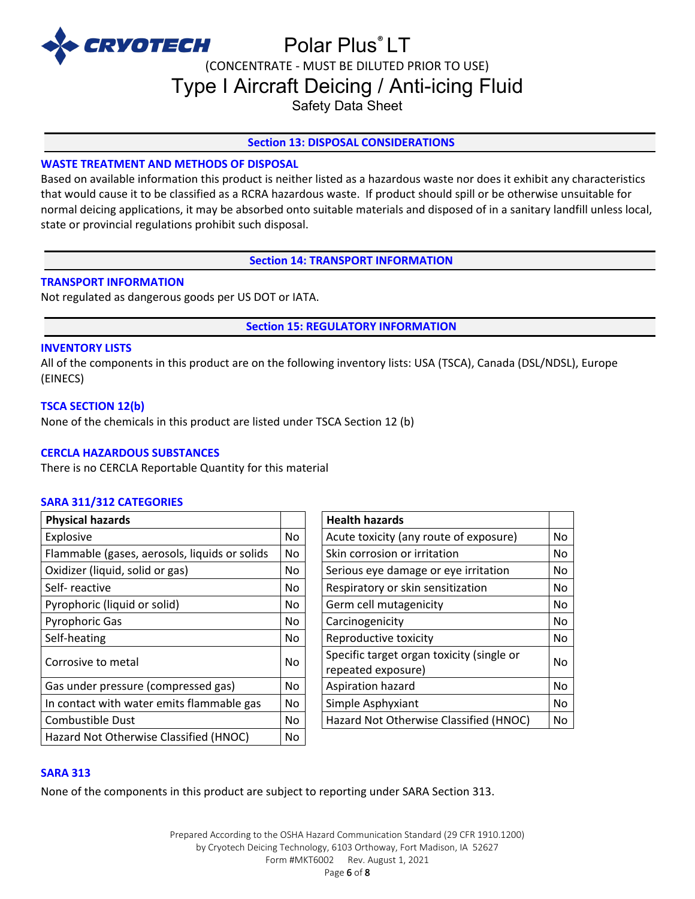## Section 13: DISPOSAL CONSIDERATIONS

### WASTE TREATMENT AND METHODS OF DISPOSAL

Based on available information this product is neither listed as a hazardous waste nor does it exhibit any characteristics that would cause it to be classified as a RCRA hazardous waste. If product should spill or be otherwise unsuitable for normal deicing applications, it may be absorbed onto suitable materials and disposed of in a sanitary landfill unless local, state or provincial regulations prohibit such disposal.

## Section 14: TRANSPORT INFORMATION

### TRANSPORT INFORMATION

Not regulated as dangerous goods per US DOT or IATA.

## Section 15: REGULATORY INFORMATION

### INVENTORY LISTS

All of the components in this product are on the following inventory lists: USA (TSCA), Canada (DSL/NDSL), Europe (EINECS)

### TSCA SECTION 12(b)

None of the chemicals in this product are listed under TSCA Section 12 (b)

### CERCLA HAZARDOUS SUBSTANCES

There is no CERCLA Reportable Quantity for this material

### SARA 311/312 CATEGORIES

| Physical hazards | |
|---|---|
| Explosive | No |
| Flammable (gases, aerosols, liquids or solids | No |
| Oxidizer (liquid, solid or gas) | No |
| Self- reactive | No |
| Pyrophoric (liquid or solid) | No |
| Pyrophoric Gas | No |
| Self-heating | No |
| Corrosive to metal | No |
| Gas under pressure (compressed gas) | No |
| In contact with water emits flammable gas | No |
| Combustible Dust | No |
| Hazard Not Otherwise Classified (HNOC) | No |

| Health hazards | |
|---|---|
| Acute toxicity (any route of exposure) | No |
| Skin corrosion or irritation | No |
| Serious eye damage or eye irritation | No |
| Respiratory or skin sensitization | No |
| Germ cell mutagenicity | No |
| Carcinogenicity | No |
| Reproductive toxicity | No |
| Specific target organ toxicity (single or repeated exposure) | No |
| Aspiration hazard | No |
| Simple Asphyxiant | No |
| Hazard Not Otherwise Classified (HNOC) | No |

### SARA 313

None of the components in this product are subject to reporting under SARA Section 313.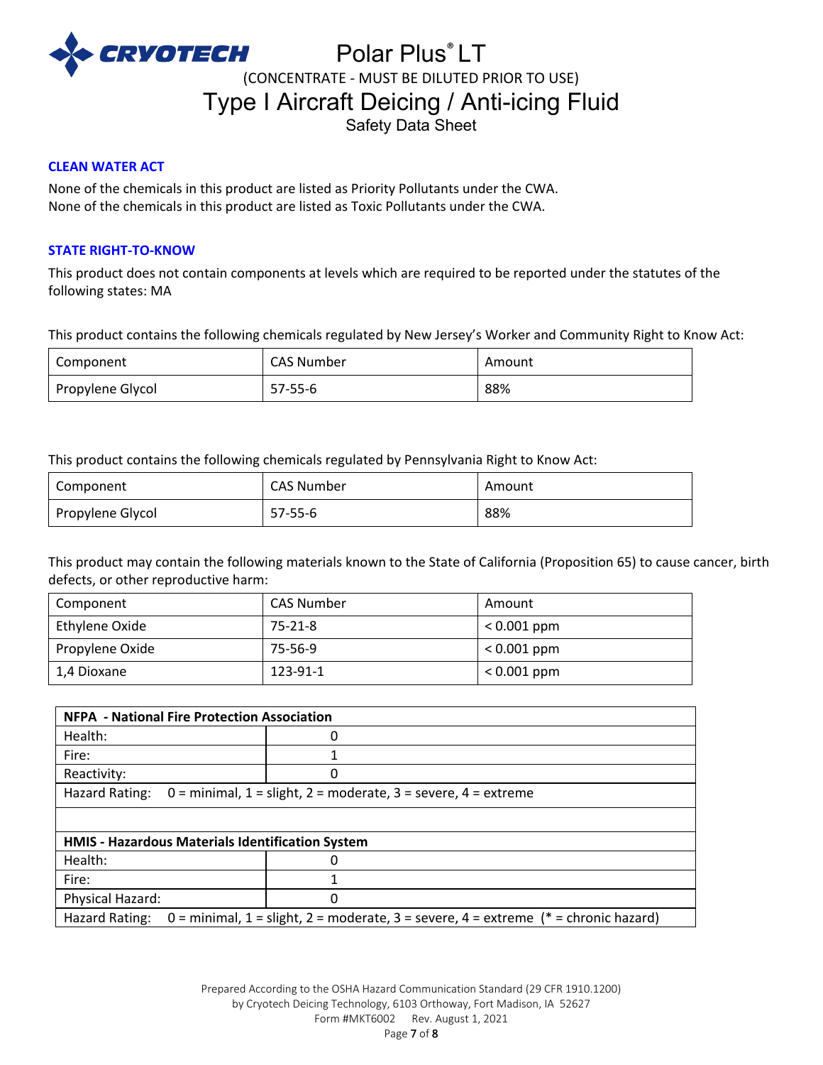### CLEAN WATER ACT

None of the chemicals in this product are listed as Priority Pollutants under the CWA.
None of the chemicals in this product are listed as Toxic Pollutants under the CWA.

### STATE RIGHT-TO-KNOW

This product does not contain components at levels which are required to be reported under the statutes of the following states: MA

This product contains the following chemicals regulated by New Jersey's Worker and Community Right to Know Act:

| Component | CAS Number | Amount |
|---|---|---|
| Propylene Glycol | 57-55-6 | 88% |

This product contains the following chemicals regulated by Pennsylvania Right to Know Act:

| Component | CAS Number | Amount |
|---|---|---|
| Propylene Glycol | 57-55-6 | 88% |

This product may contain the following materials known to the State of California (Proposition 65) to cause cancer, birth defects, or other reproductive harm:

| Component | CAS Number | Amount |
|---|---|---|
| Ethylene Oxide | 75-21-8 | < 0.001 ppm |
| Propylene Oxide | 75-56-9 | < 0.001 ppm |
| 1,4 Dioxane | 123-91-1 | < 0.001 ppm |

| **NFPA - National Fire Protection Association** | |
|---|---|
| Health: | 0 |
| Fire: | 1 |
| Reactivity: | 0 |
| Hazard Rating: 0 = minimal, 1 = slight, 2 = moderate, 3 = severe, 4 = extreme | |
| | |
| **HMIS - Hazardous Materials Identification System** | |
| Health: | 0 |
| Fire: | 1 |
| Physical Hazard: | 0 |
| Hazard Rating: 0 = minimal, 1 = slight, 2 = moderate, 3 = severe, 4 = extreme (* = chronic hazard) | |

Prepared According to the OSHA Hazard Communication Standard (29 CFR 1910.1200)
by Cryotech Deicing Technology, 6103 Orthoway, Fort Madison, IA 52627
Form #MKT6002 Rev. August 1, 2021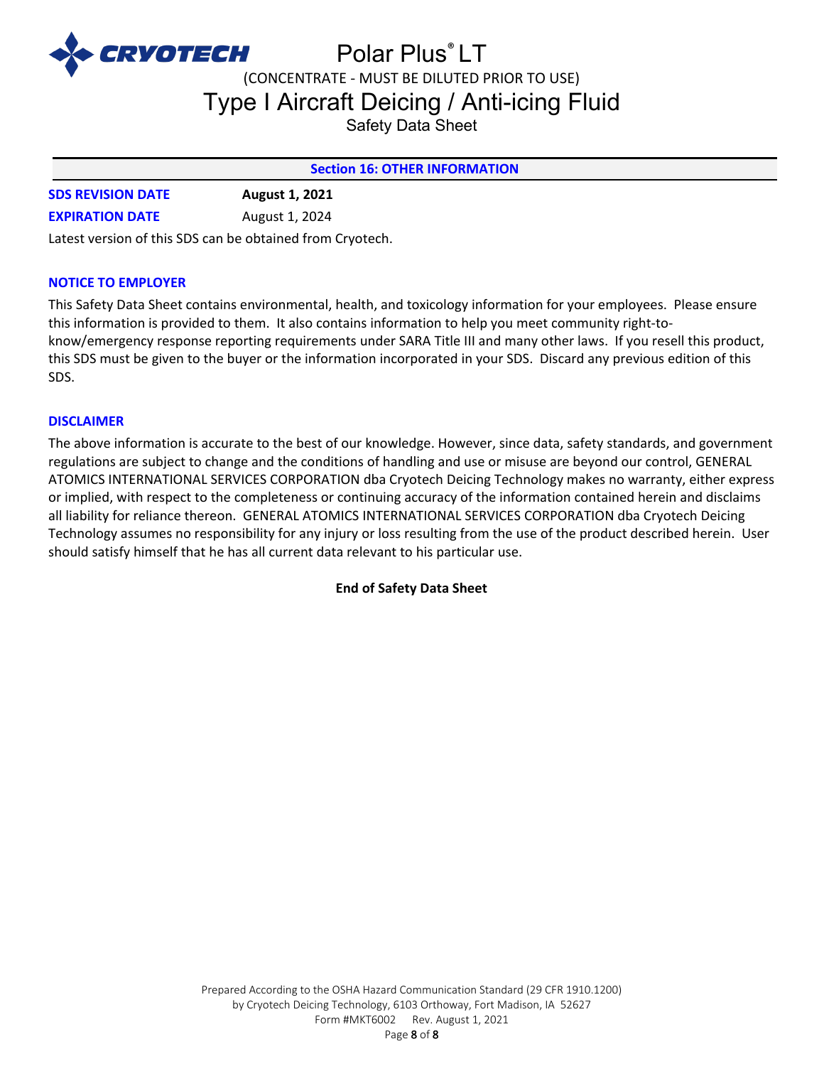## Section 16: OTHER INFORMATION

**SDS REVISION DATE** **August 1, 2021**

**EXPIRATION DATE** August 1, 2024

Latest version of this SDS can be obtained from Cryotech.

### NOTICE TO EMPLOYER

This Safety Data Sheet contains environmental, health, and toxicology information for your employees. Please ensure this information is provided to them. It also contains information to help you meet community right-to-know/emergency response reporting requirements under SARA Title III and many other laws. If you resell this product, this SDS must be given to the buyer or the information incorporated in your SDS. Discard any previous edition of this SDS.

### DISCLAIMER

The above information is accurate to the best of our knowledge. However, since data, safety standards, and government regulations are subject to change and the conditions of handling and use or misuse are beyond our control, GENERAL ATOMICS INTERNATIONAL SERVICES CORPORATION dba Cryotech Deicing Technology makes no warranty, either express or implied, with respect to the completeness or continuing accuracy of the information contained herein and disclaims all liability for reliance thereon. GENERAL ATOMICS INTERNATIONAL SERVICES CORPORATION dba Cryotech Deicing Technology assumes no responsibility for any injury or loss resulting from the use of the product described herein. User should satisfy himself that he has all current data relevant to his particular use.

**End of Safety Data Sheet**